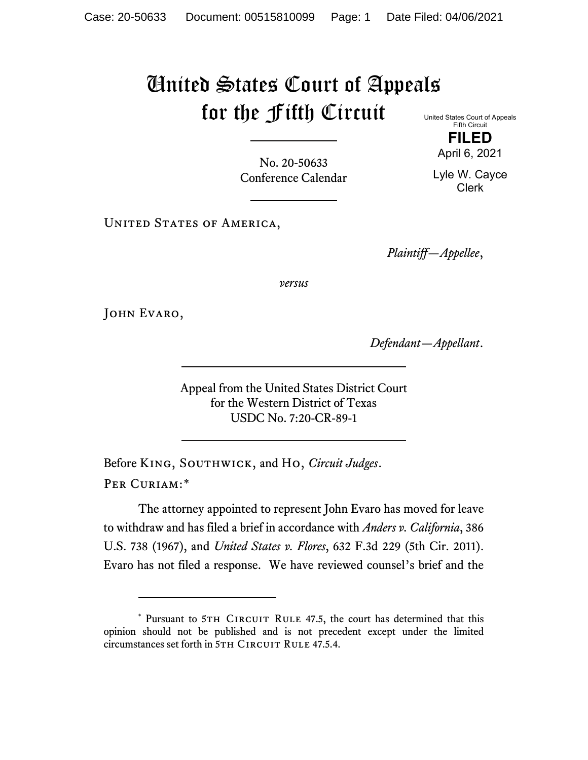# United States Court of Appeals for the Fifth Circuit

United States Court of Appeals
Fifth Circuit

**FILED**

April 6, 2021

Lyle W. Cayce
Clerk

No. 20-50633
Conference Calendar

United States of America,

*Plaintiff—Appellee*,

*versus*

John Evaro,

*Defendant—Appellant*.

Appeal from the United States District Court
for the Western District of Texas
USDC No. 7:20-CR-89-1

Before King, Southwick, and Ho, *Circuit Judges*.

Per Curiam:*

The attorney appointed to represent John Evaro has moved for leave to withdraw and has filed a brief in accordance with *Anders v. California*, 386 U.S. 738 (1967), and *United States v. Flores*, 632 F.3d 229 (5th Cir. 2011). Evaro has not filed a response. We have reviewed counsel's brief and the

---

\* Pursuant to 5th Circuit Rule 47.5, the court has determined that this opinion should not be published and is not precedent except under the limited circumstances set forth in 5th Circuit Rule 47.5.4.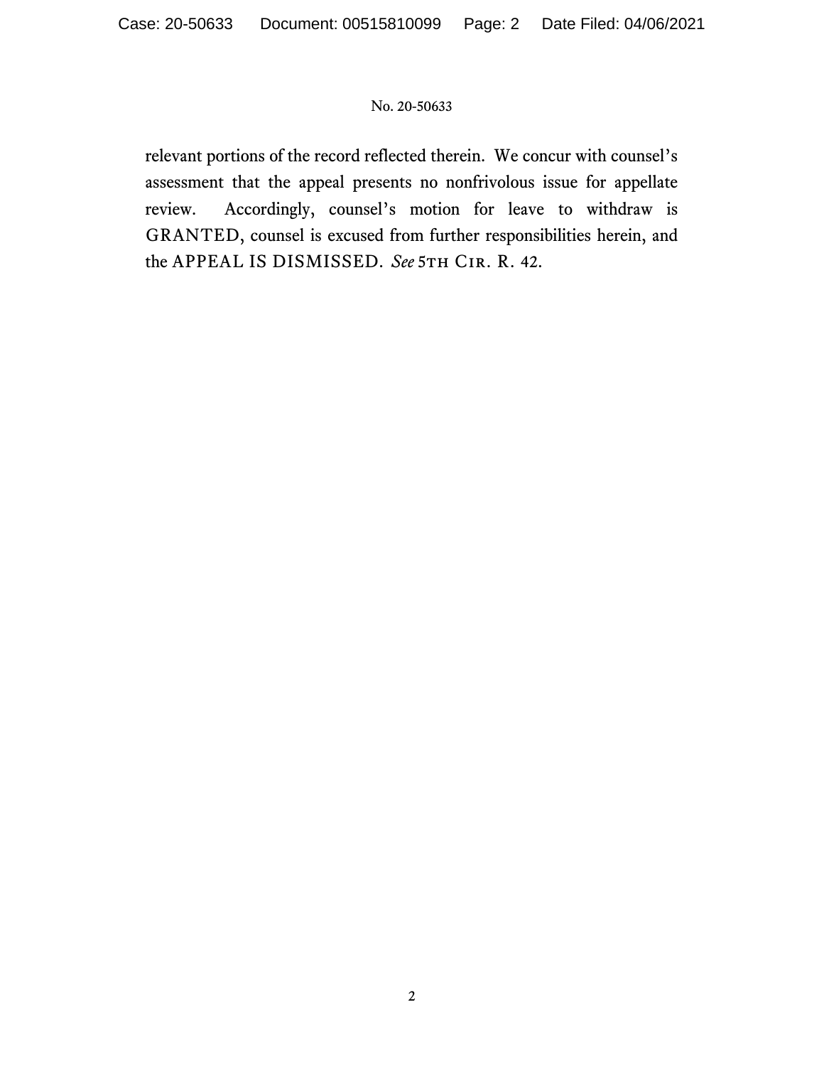relevant portions of the record reflected therein. We concur with counsel's assessment that the appeal presents no nonfrivolous issue for appellate review. Accordingly, counsel's motion for leave to withdraw is GRANTED, counsel is excused from further responsibilities herein, and the APPEAL IS DISMISSED. *See* 5TH CIR. R. 42.